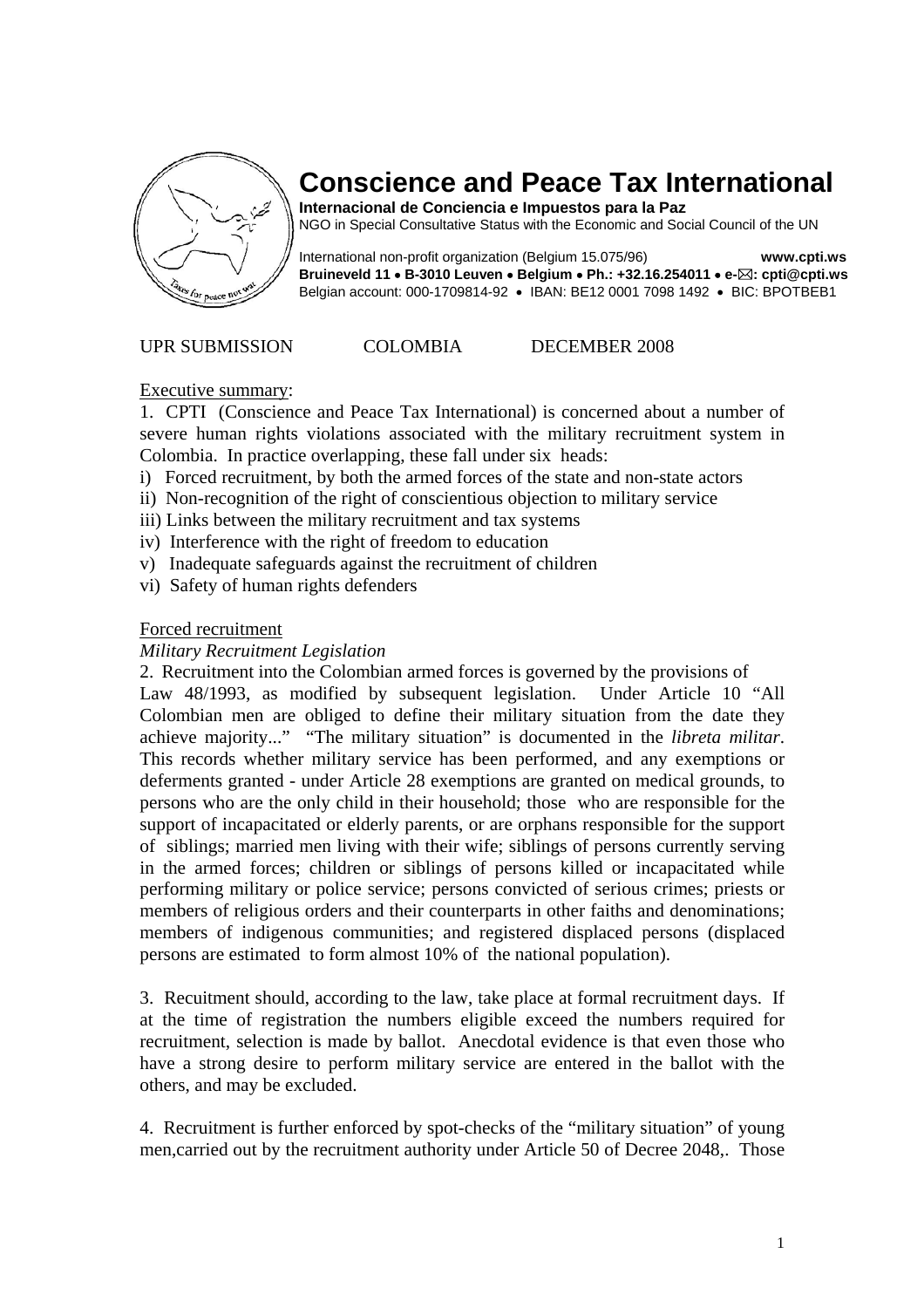# Conscience and Peace Tax International

**Internacional de Conciencia e Impuestos para la Paz**
NGO in Special Consultative Status with the Economic and Social Council of the UN

International non-profit organization (Belgium 15.075/96) **www.cpti.ws**
**Bruineveld 11 • B-3010 Leuven • Belgium • Ph.: +32.16.254011 • e-✉: cpti@cpti.ws**
Belgian account: 000-1709814-92 • IBAN: BE12 0001 7098 1492 • BIC: BPOTBEB1

UPR SUBMISSION COLOMBIA DECEMBER 2008

Executive summary:

1. CPTI (Conscience and Peace Tax International) is concerned about a number of severe human rights violations associated with the military recruitment system in Colombia. In practice overlapping, these fall under six heads:

i) Forced recruitment, by both the armed forces of the state and non-state actors
ii) Non-recognition of the right of conscientious objection to military service
iii) Links between the military recruitment and tax systems
iv) Interference with the right of freedom to education
v) Inadequate safeguards against the recruitment of children
vi) Safety of human rights defenders

Forced recruitment

*Military Recruitment Legislation*

2. Recruitment into the Colombian armed forces is governed by the provisions of Law 48/1993, as modified by subsequent legislation. Under Article 10 "All Colombian men are obliged to define their military situation from the date they achieve majority..." "The military situation" is documented in the *libreta militar*. This records whether military service has been performed, and any exemptions or deferments granted - under Article 28 exemptions are granted on medical grounds, to persons who are the only child in their household; those who are responsible for the support of incapacitated or elderly parents, or are orphans responsible for the support of siblings; married men living with their wife; siblings of persons currently serving in the armed forces; children or siblings of persons killed or incapacitated while performing military or police service; persons convicted of serious crimes; priests or members of religious orders and their counterparts in other faiths and denominations; members of indigenous communities; and registered displaced persons (displaced persons are estimated to form almost 10% of the national population).

3. Recuitment should, according to the law, take place at formal recruitment days. If at the time of registration the numbers eligible exceed the numbers required for recruitment, selection is made by ballot. Anecdotal evidence is that even those who have a strong desire to perform military service are entered in the ballot with the others, and may be excluded.

4. Recruitment is further enforced by spot-checks of the "military situation" of young men,carried out by the recruitment authority under Article 50 of Decree 2048,. Those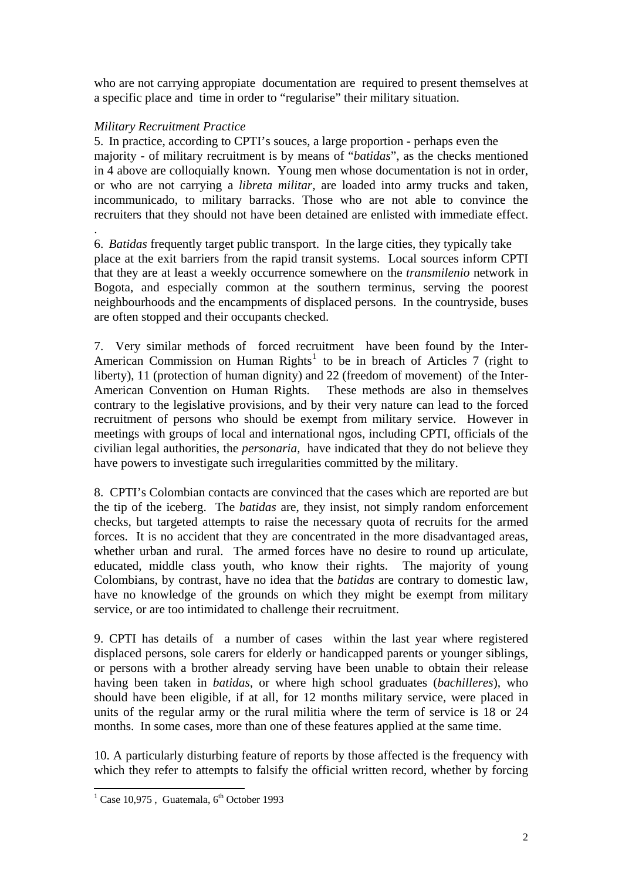who are not carrying appopiate documentation are required to present themselves at a specific place and time in order to "regularise" their military situation.

*Military Recruitment Practice*

5. In practice, according to CPTI's souces, a large proportion - perhaps even the majority - of military recruitment is by means of "*batidas*", as the checks mentioned in 4 above are colloquially known. Young men whose documentation is not in order, or who are not carrying a *libreta militar*, are loaded into army trucks and taken, incommunicado, to military barracks. Those who are not able to convince the recruiters that they should not have been detained are enlisted with immediate effect.

.

6. *Batidas* frequently target public transport. In the large cities, they typically take place at the exit barriers from the rapid transit systems. Local sources inform CPTI that they are at least a weekly occurrence somewhere on the *transmilenio* network in Bogota, and especially common at the southern terminus, serving the poorest neighbourhoods and the encampments of displaced persons. In the countryside, buses are often stopped and their occupants checked.

7. Very similar methods of forced recruitment have been found by the Inter-American Commission on Human Rights[1] to be in breach of Articles 7 (right to liberty), 11 (protection of human dignity) and 22 (freedom of movement) of the Inter-American Convention on Human Rights. These methods are also in themselves contrary to the legislative provisions, and by their very nature can lead to the forced recruitment of persons who should be exempt from military service. However in meetings with groups of local and international ngos, including CPTI, officials of the civilian legal authorities, the *personaria*, have indicated that they do not believe they have powers to investigate such irregularities committed by the military.

8. CPTI's Colombian contacts are convinced that the cases which are reported are but the tip of the iceberg. The *batidas* are, they insist, not simply random enforcement checks, but targeted attempts to raise the necessary quota of recruits for the armed forces. It is no accident that they are concentrated in the more disadvantaged areas, whether urban and rural. The armed forces have no desire to round up articulate, educated, middle class youth, who know their rights. The majority of young Colombians, by contrast, have no idea that the *batidas* are contrary to domestic law, have no knowledge of the grounds on which they might be exempt from military service, or are too intimidated to challenge their recruitment.

9. CPTI has details of a number of cases within the last year where registered displaced persons, sole carers for elderly or handicapped parents or younger siblings, or persons with a brother already serving have been unable to obtain their release having been taken in *batidas*, or where high school graduates (*bachilleres*), who should have been eligible, if at all, for 12 months military service, were placed in units of the regular army or the rural militia where the term of service is 18 or 24 months. In some cases, more than one of these features applied at the same time.

10. A particularly disturbing feature of reports by those affected is the frequency with which they refer to attempts to falsify the official written record, whether by forcing

---

[1] Case 10,975 , Guatemala, 6th October 1993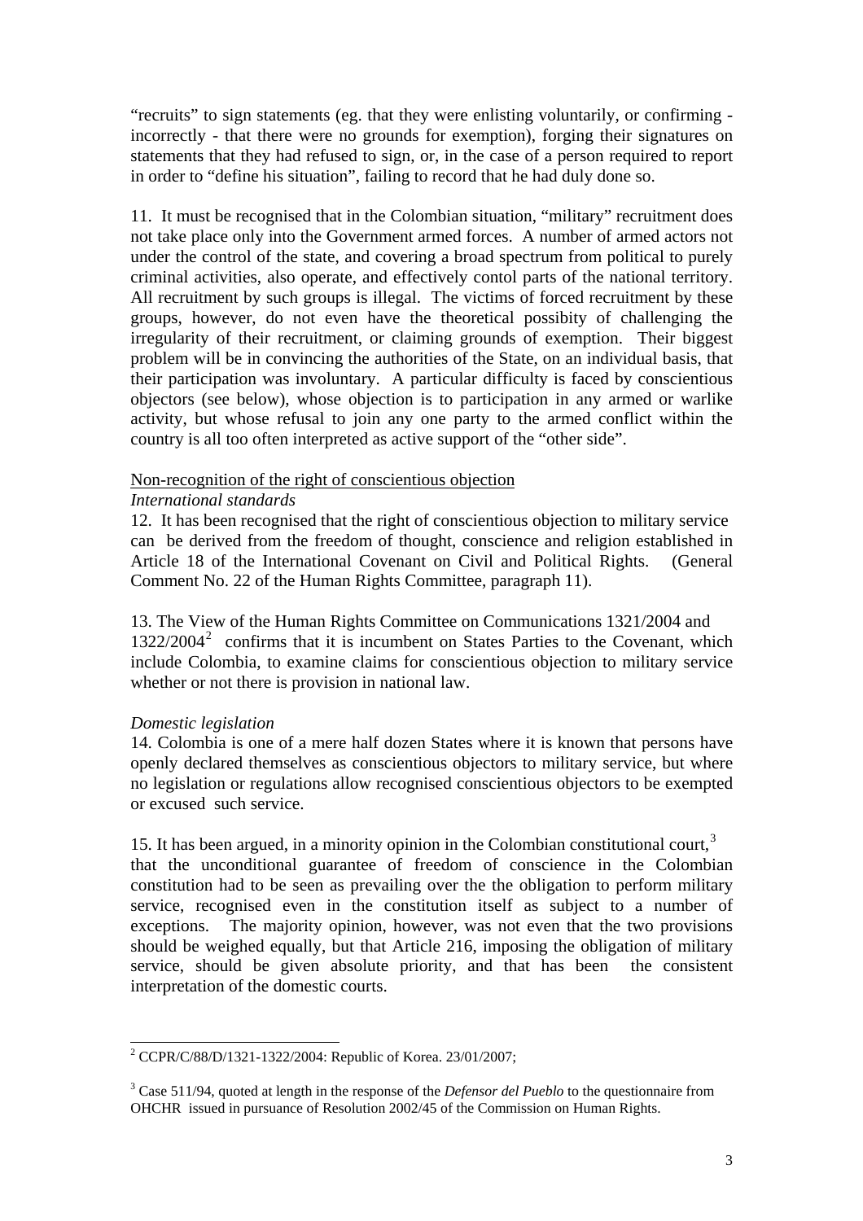"recruits" to sign statements (eg. that they were enlisting voluntarily, or confirming - incorrectly - that there were no grounds for exemption), forging their signatures on statements that they had refused to sign, or, in the case of a person required to report in order to "define his situation", failing to record that he had duly done so.

11. It must be recognised that in the Colombian situation, "military" recruitment does not take place only into the Government armed forces. A number of armed actors not under the control of the state, and covering a broad spectrum from political to purely criminal activities, also operate, and effectively contol parts of the national territory. All recruitment by such groups is illegal. The victims of forced recruitment by these groups, however, do not even have the theoretical possibity of challenging the irregularity of their recruitment, or claiming grounds of exemption. Their biggest problem will be in convincing the authorities of the State, on an individual basis, that their participation was involuntary. A particular difficulty is faced by conscientious objectors (see below), whose objection is to participation in any armed or warlike activity, but whose refusal to join any one party to the armed conflict within the country is all too often interpreted as active support of the "other side".

Non-recognition of the right of conscientious objection

*International standards*

12. It has been recognised that the right of conscientious objection to military service can be derived from the freedom of thought, conscience and religion established in Article 18 of the International Covenant on Civil and Political Rights. (General Comment No. 22 of the Human Rights Committee, paragraph 11).

13. The View of the Human Rights Committee on Communications 1321/2004 and 1322/2004[2] confirms that it is incumbent on States Parties to the Covenant, which include Colombia, to examine claims for conscientious objection to military service whether or not there is provision in national law.

*Domestic legislation*

14. Colombia is one of a mere half dozen States where it is known that persons have openly declared themselves as conscientious objectors to military service, but where no legislation or regulations allow recognised conscientious objectors to be exempted or excused such service.

15. It has been argued, in a minority opinion in the Colombian constitutional court,[3] that the unconditional guarantee of freedom of conscience in the Colombian constitution had to be seen as prevailing over the the obligation to perform military service, recognised even in the constitution itself as subject to a number of exceptions. The majority opinion, however, was not even that the two provisions should be weighed equally, but that Article 216, imposing the obligation of military service, should be given absolute priority, and that has been the consistent interpretation of the domestic courts.

---

[2] CCPR/C/88/D/1321-1322/2004: Republic of Korea. 23/01/2007;

[3] Case 511/94, quoted at length in the response of the *Defensor del Pueblo* to the questionnaire from OHCHR issued in pursuance of Resolution 2002/45 of the Commission on Human Rights.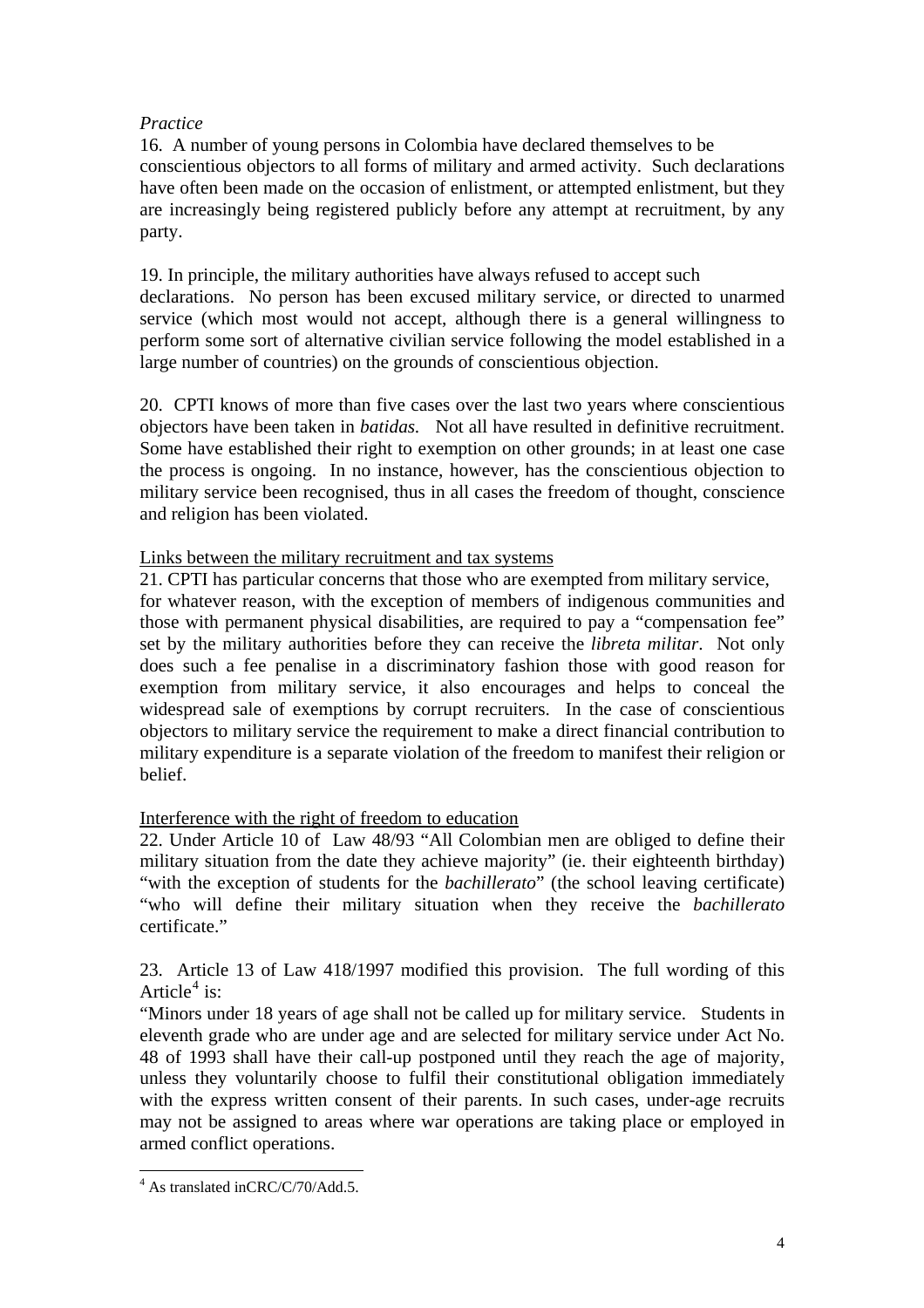*Practice*

16. A number of young persons in Colombia have declared themselves to be conscientious objectors to all forms of military and armed activity. Such declarations have often been made on the occasion of enlistment, or attempted enlistment, but they are increasingly being registered publicly before any attempt at recruitment, by any party.

19. In principle, the military authorities have always refused to accept such declarations. No person has been excused military service, or directed to unarmed service (which most would not accept, although there is a general willingness to perform some sort of alternative civilian service following the model established in a large number of countries) on the grounds of conscientious objection.

20. CPTI knows of more than five cases over the last two years where conscientious objectors have been taken in *batidas*. Not all have resulted in definitive recruitment. Some have established their right to exemption on other grounds; in at least one case the process is ongoing. In no instance, however, has the conscientious objection to military service been recognised, thus in all cases the freedom of thought, conscience and religion has been violated.

Links between the military recruitment and tax systems

21. CPTI has particular concerns that those who are exempted from military service, for whatever reason, with the exception of members of indigenous communities and those with permanent physical disabilities, are required to pay a "compensation fee" set by the military authorities before they can receive the *libreta militar*. Not only does such a fee penalise in a discriminatory fashion those with good reason for exemption from military service, it also encourages and helps to conceal the widespread sale of exemptions by corrupt recruiters. In the case of conscientious objectors to military service the requirement to make a direct financial contribution to military expenditure is a separate violation of the freedom to manifest their religion or belief.

Interference with the right of freedom to education

22. Under Article 10 of Law 48/93 "All Colombian men are obliged to define their military situation from the date they achieve majority" (ie. their eighteenth birthday) "with the exception of students for the *bachillerato*" (the school leaving certificate) "who will define their military situation when they receive the *bachillerato* certificate."

23. Article 13 of Law 418/1997 modified this provision. The full wording of this Article[4] is:

"Minors under 18 years of age shall not be called up for military service. Students in eleventh grade who are under age and are selected for military service under Act No. 48 of 1993 shall have their call-up postponed until they reach the age of majority, unless they voluntarily choose to fulfil their constitutional obligation immediately with the express written consent of their parents. In such cases, under-age recruits may not be assigned to areas where war operations are taking place or employed in armed conflict operations.

[4] As translated inCRC/C/70/Add.5.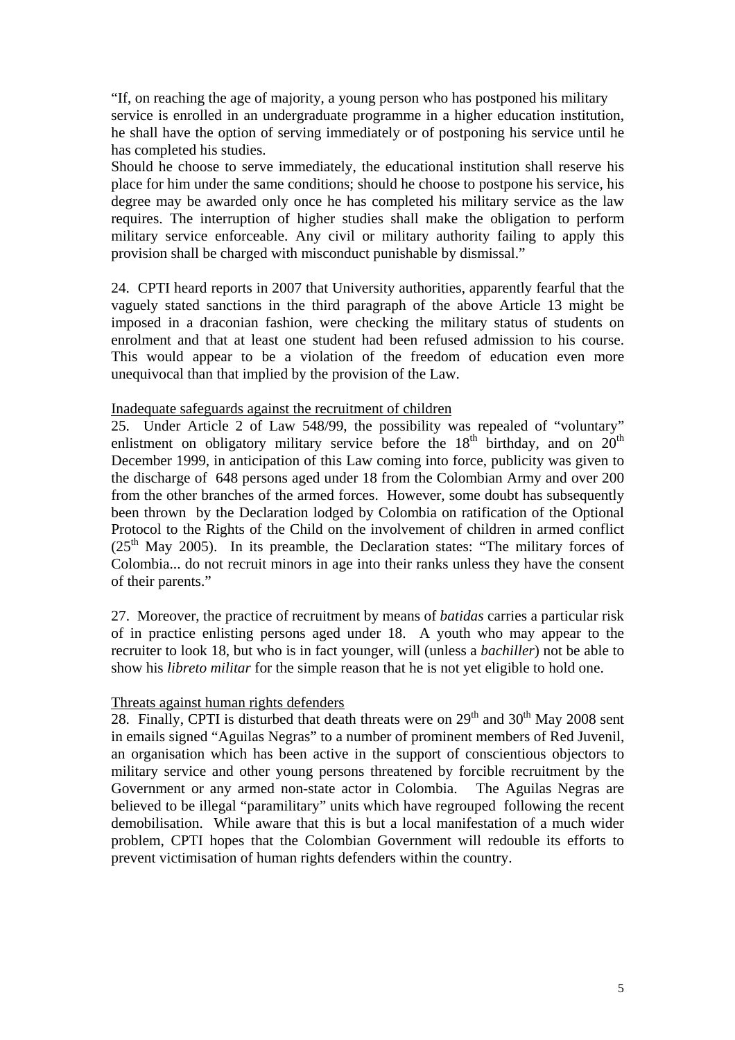"If, on reaching the age of majority, a young person who has postponed his military service is enrolled in an undergraduate programme in a higher education institution, he shall have the option of serving immediately or of postponing his service until he has completed his studies.

Should he choose to serve immediately, the educational institution shall reserve his place for him under the same conditions; should he choose to postpone his service, his degree may be awarded only once he has completed his military service as the law requires. The interruption of higher studies shall make the obligation to perform military service enforceable. Any civil or military authority failing to apply this provision shall be charged with misconduct punishable by dismissal."

24. CPTI heard reports in 2007 that University authorities, apparently fearful that the vaguely stated sanctions in the third paragraph of the above Article 13 might be imposed in a draconian fashion, were checking the military status of students on enrolment and that at least one student had been refused admission to his course. This would appear to be a violation of the freedom of education even more unequivocal than that implied by the provision of the Law.

Inadequate safeguards against the recruitment of children

25. Under Article 2 of Law 548/99, the possibility was repealed of "voluntary" enlistment on obligatory military service before the 18th birthday, and on 20th December 1999, in anticipation of this Law coming into force, publicity was given to the discharge of 648 persons aged under 18 from the Colombian Army and over 200 from the other branches of the armed forces. However, some doubt has subsequently been thrown by the Declaration lodged by Colombia on ratification of the Optional Protocol to the Rights of the Child on the involvement of children in armed conflict (25th May 2005). In its preamble, the Declaration states: "The military forces of Colombia... do not recruit minors in age into their ranks unless they have the consent of their parents."

27. Moreover, the practice of recruitment by means of *batidas* carries a particular risk of in practice enlisting persons aged under 18. A youth who may appear to the recruiter to look 18, but who is in fact younger, will (unless a *bachiller*) not be able to show his *libreto militar* for the simple reason that he is not yet eligible to hold one.

Threats against human rights defenders

28. Finally, CPTI is disturbed that death threats were on 29th and 30th May 2008 sent in emails signed "Aguilas Negras" to a number of prominent members of Red Juvenil, an organisation which has been active in the support of conscientious objectors to military service and other young persons threatened by forcible recruitment by the Government or any armed non-state actor in Colombia. The Aguilas Negras are believed to be illegal "paramilitary" units which have regrouped following the recent demobilisation. While aware that this is but a local manifestation of a much wider problem, CPTI hopes that the Colombian Government will redouble its efforts to prevent victimisation of human rights defenders within the country.